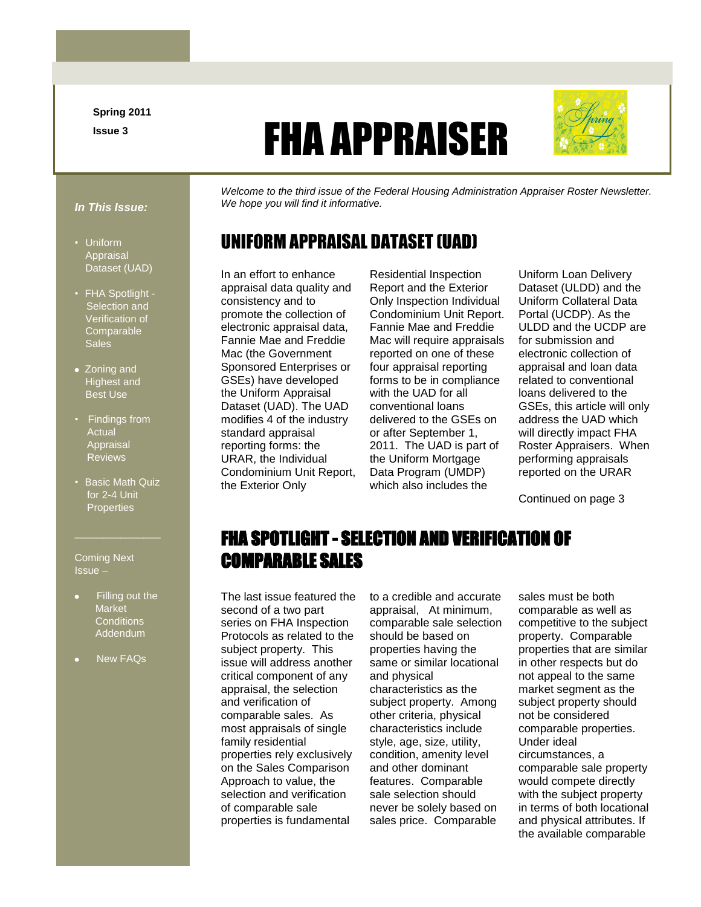Spring 2011

Issue 3

# FHA APPRAISER

*In This Issue:*

- Uniform Appraisal Dataset (UAD)
- FHA Spotlight - Selection and Verification of Comparable Sales
- Zoning and Highest and Best Use
- Findings from Actual Appraisal Reviews
- Basic Math Quiz for 2-4 Unit Properties

Coming Next Issue –

- Filling out the Market Conditions Addendum
- New FAQs

*Welcome to the third issue of the Federal Housing Administration Appraiser Roster Newsletter. We hope you will find it informative.*

## UNIFORM APPRAISAL DATASET (UAD)

In an effort to enhance appraisal data quality and consistency and to promote the collection of electronic appraisal data, Fannie Mae and Freddie Mac (the Government Sponsored Enterprises or GSEs) have developed the Uniform Appraisal Dataset (UAD). The UAD modifies 4 of the industry standard appraisal reporting forms: the URAR, the Individual Condominium Unit Report, the Exterior Only Residential Inspection Report and the Exterior Only Inspection Individual Condominium Unit Report. Fannie Mae and Freddie Mac will require appraisals reported on one of these four appraisal reporting forms to be in compliance with the UAD for all conventional loans delivered to the GSEs on or after September 1, 2011. The UAD is part of the Uniform Mortgage Data Program (UMDP) which also includes the Uniform Loan Delivery Dataset (ULDD) and the Uniform Collateral Data Portal (UCDP). As the ULDD and the UCDP are for submission and electronic collection of appraisal and loan data related to conventional loans delivered to the GSEs, this article will only address the UAD which will directly impact FHA Roster Appraisers. When performing appraisals reported on the URAR

Continued on page 3

## FHA SPOTLIGHT - SELECTION AND VERIFICATION OF COMPARABLE SALES

The last issue featured the second of a two part series on FHA Inspection Protocols as related to the subject property. This issue will address another critical component of any appraisal, the selection and verification of comparable sales. As most appraisals of single family residential properties rely exclusively on the Sales Comparison Approach to value, the selection and verification of comparable sale properties is fundamental to a credible and accurate appraisal, At minimum, comparable sale selection should be based on properties having the same or similar locational and physical characteristics as the subject property. Among other criteria, physical characteristics include style, age, size, utility, condition, amenity level and other dominant features. Comparable sale selection should never be solely based on sales price. Comparable sales must be both comparable as well as competitive to the subject property. Comparable properties that are similar in other respects but do not appeal to the same market segment as the subject property should not be considered comparable properties. Under ideal circumstances, a comparable sale property would compete directly with the subject property in terms of both locational and physical attributes. If the available comparable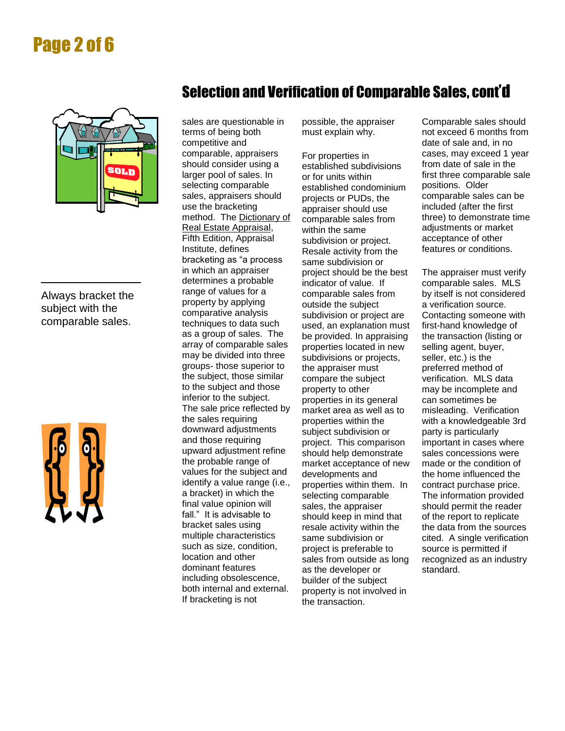## Selection and Verification of Comparable Sales, cont'd

Always bracket the subject with the comparable sales.

sales are questionable in terms of being both competitive and comparable, appraisers should consider using a larger pool of sales. In selecting comparable sales, appraisers should use the bracketing method. The Dictionary of Real Estate Appraisal, Fifth Edition, Appraisal Institute, defines bracketing as "a process in which an appraiser determines a probable range of values for a property by applying comparative analysis techniques to data such as a group of sales. The array of comparable sales may be divided into three groups- those superior to the subject, those similar to the subject and those inferior to the subject. The sale price reflected by the sales requiring downward adjustments and those requiring upward adjustment refine the probable range of values for the subject and identify a value range (i.e., a bracket) in which the final value opinion will fall." It is advisable to bracket sales using multiple characteristics such as size, condition, location and other dominant features including obsolescence, both internal and external. If bracketing is not possible, the appraiser must explain why.

For properties in established subdivisions or for units within established condominium projects or PUDs, the appraiser should use comparable sales from within the same subdivision or project. Resale activity from the same subdivision or project should be the best indicator of value. If comparable sales from outside the subject subdivision or project are used, an explanation must be provided. In appraising properties located in new subdivisions or projects, the appraiser must compare the subject property to other properties in its general market area as well as to properties within the subject subdivision or project. This comparison should help demonstrate market acceptance of new developments and properties within them. In selecting comparable sales, the appraiser should keep in mind that resale activity within the same subdivision or project is preferable to sales from outside as long as the developer or builder of the subject property is not involved in the transaction.

Comparable sales should not exceed 6 months from date of sale and, in no cases, may exceed 1 year from date of sale in the first three comparable sale positions. Older comparable sales can be included (after the first three) to demonstrate time adjustments or market acceptance of other features or conditions.

The appraiser must verify comparable sales. MLS by itself is not considered a verification source. Contacting someone with first-hand knowledge of the transaction (listing or selling agent, buyer, seller, etc.) is the preferred method of verification. MLS data may be incomplete and can sometimes be misleading. Verification with a knowledgeable 3rd party is particularly important in cases where sales concessions were made or the condition of the home influenced the contract purchase price. The information provided should permit the reader of the report to replicate the data from the sources cited. A single verification source is permitted if recognized as an industry standard.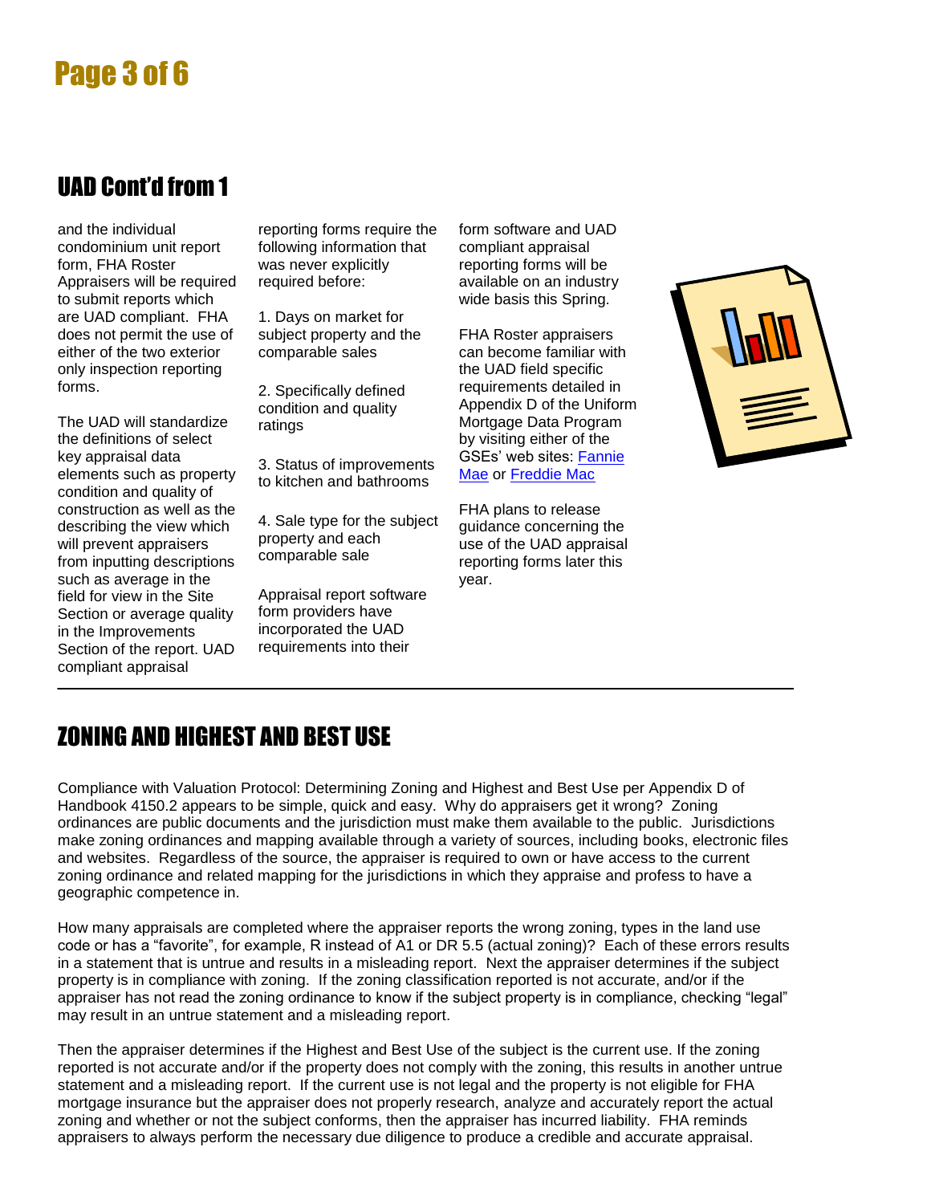## UAD Cont'd from 1

and the individual condominium unit report form, FHA Roster Appraisers will be required to submit reports which are UAD compliant. FHA does not permit the use of either of the two exterior only inspection reporting forms.

The UAD will standardize the definitions of select key appraisal data elements such as property condition and quality of construction as well as the describing the view which will prevent appraisers from inputting descriptions such as average in the field for view in the Site Section or average quality in the Improvements Section of the report. UAD compliant appraisal reporting forms require the following information that was never explicitly required before:

1. Days on market for subject property and the comparable sales

2. Specifically defined condition and quality ratings

3. Status of improvements to kitchen and bathrooms

4. Sale type for the subject property and each comparable sale

Appraisal report software form providers have incorporated the UAD requirements into their form software and UAD compliant appraisal reporting forms will be available on an industry wide basis this Spring.

FHA Roster appraisers can become familiar with the UAD field specific requirements detailed in Appendix D of the Uniform Mortgage Data Program by visiting either of the GSEs' web sites: Fannie Mae or Freddie Mac

FHA plans to release guidance concerning the use of the UAD appraisal reporting forms later this year.

## ZONING AND HIGHEST AND BEST USE

Compliance with Valuation Protocol: Determining Zoning and Highest and Best Use per Appendix D of Handbook 4150.2 appears to be simple, quick and easy. Why do appraisers get it wrong? Zoning ordinances are public documents and the jurisdiction must make them available to the public. Jurisdictions make zoning ordinances and mapping available through a variety of sources, including books, electronic files and websites. Regardless of the source, the appraiser is required to own or have access to the current zoning ordinance and related mapping for the jurisdictions in which they appraise and profess to have a geographic competence in.

How many appraisals are completed where the appraiser reports the wrong zoning, types in the land use code or has a "favorite", for example, R instead of A1 or DR 5.5 (actual zoning)? Each of these errors results in a statement that is untrue and results in a misleading report. Next the appraiser determines if the subject property is in compliance with zoning. If the zoning classification reported is not accurate, and/or if the appraiser has not read the zoning ordinance to know if the subject property is in compliance, checking "legal" may result in an untrue statement and a misleading report.

Then the appraiser determines if the Highest and Best Use of the subject is the current use. If the zoning reported is not accurate and/or if the property does not comply with the zoning, this results in another untrue statement and a misleading report. If the current use is not legal and the property is not eligible for FHA mortgage insurance but the appraiser does not properly research, analyze and accurately report the actual zoning and whether or not the subject conforms, then the appraiser has incurred liability. FHA reminds appraisers to always perform the necessary due diligence to produce a credible and accurate appraisal.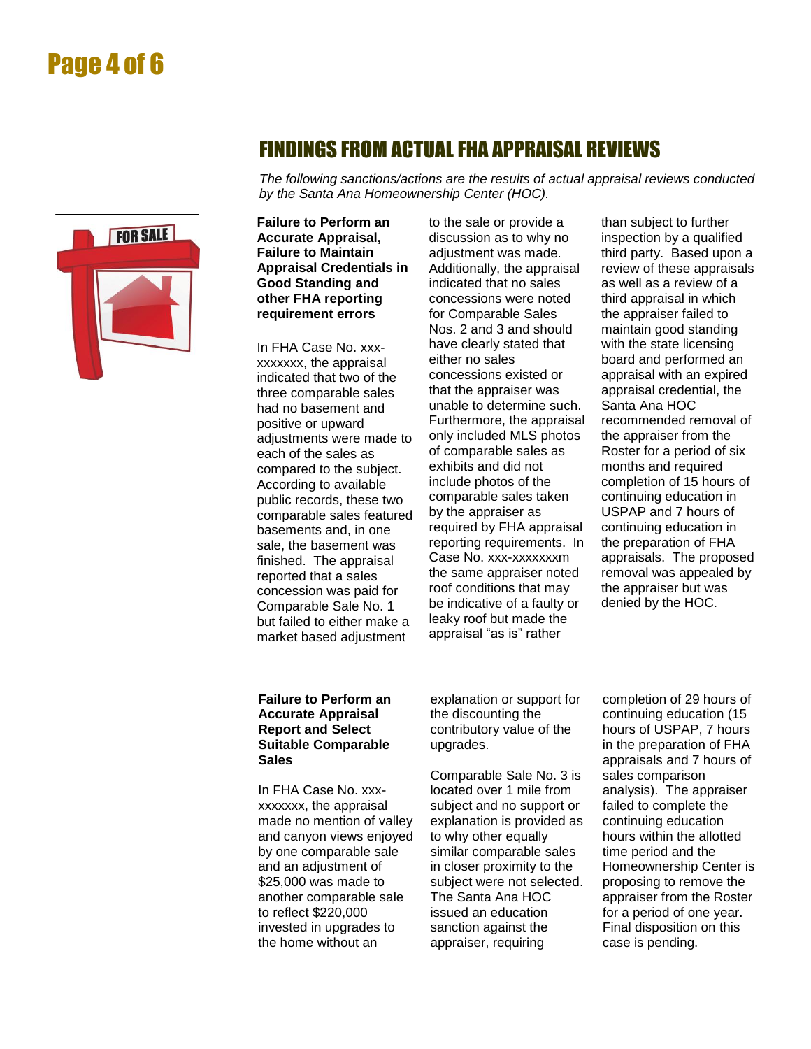## FINDINGS FROM ACTUAL FHA APPRAISAL REVIEWS

*The following sanctions/actions are the results of actual appraisal reviews conducted by the Santa Ana Homeownership Center (HOC).*

**Failure to Perform an Accurate Appraisal, Failure to Maintain Appraisal Credentials in Good Standing and other FHA reporting requirement errors**

In FHA Case No. xxx-xxxxxxx, the appraisal indicated that two of the three comparable sales had no basement and positive or upward adjustments were made to each of the sales as compared to the subject. According to available public records, these two comparable sales featured basements and, in one sale, the basement was finished. The appraisal reported that a sales concession was paid for Comparable Sale No. 1 but failed to either make a market based adjustment to the sale or provide a discussion as to why no adjustment was made. Additionally, the appraisal indicated that no sales concessions were noted for Comparable Sales Nos. 2 and 3 and should have clearly stated that either no sales concessions existed or that the appraiser was unable to determine such. Furthermore, the appraisal only included MLS photos of comparable sales as exhibits and did not include photos of the comparable sales taken by the appraiser as required by FHA appraisal reporting requirements. In Case No. xxx-xxxxxxxm the same appraiser noted roof conditions that may be indicative of a faulty or leaky roof but made the appraisal "as is" rather than subject to further inspection by a qualified third party. Based upon a review of these appraisals as well as a review of a third appraisal in which the appraiser failed to maintain good standing with the state licensing board and performed an appraisal with an expired appraisal credential, the Santa Ana HOC recommended removal of the appraiser from the Roster for a period of six months and required completion of 15 hours of continuing education in USPAP and 7 hours of continuing education in the preparation of FHA appraisals. The proposed removal was appealed by the appraiser but was denied by the HOC.

**Failure to Perform an Accurate Appraisal Report and Select Suitable Comparable Sales**

In FHA Case No. xxx-xxxxxxx, the appraisal made no mention of valley and canyon views enjoyed by one comparable sale and an adjustment of $25,000 was made to another comparable sale to reflect $220,000 invested in upgrades to the home without an explanation or support for the discounting the contributory value of the upgrades.

Comparable Sale No. 3 is located over 1 mile from subject and no support or explanation is provided as to why other equally similar comparable sales in closer proximity to the subject were not selected. The Santa Ana HOC issued an education sanction against the appraiser, requiring completion of 29 hours of continuing education (15 hours of USPAP, 7 hours in the preparation of FHA appraisals and 7 hours of sales comparison analysis). The appraiser failed to complete the continuing education hours within the allotted time period and the Homeownership Center is proposing to remove the appraiser from the Roster for a period of one year. Final disposition on this case is pending.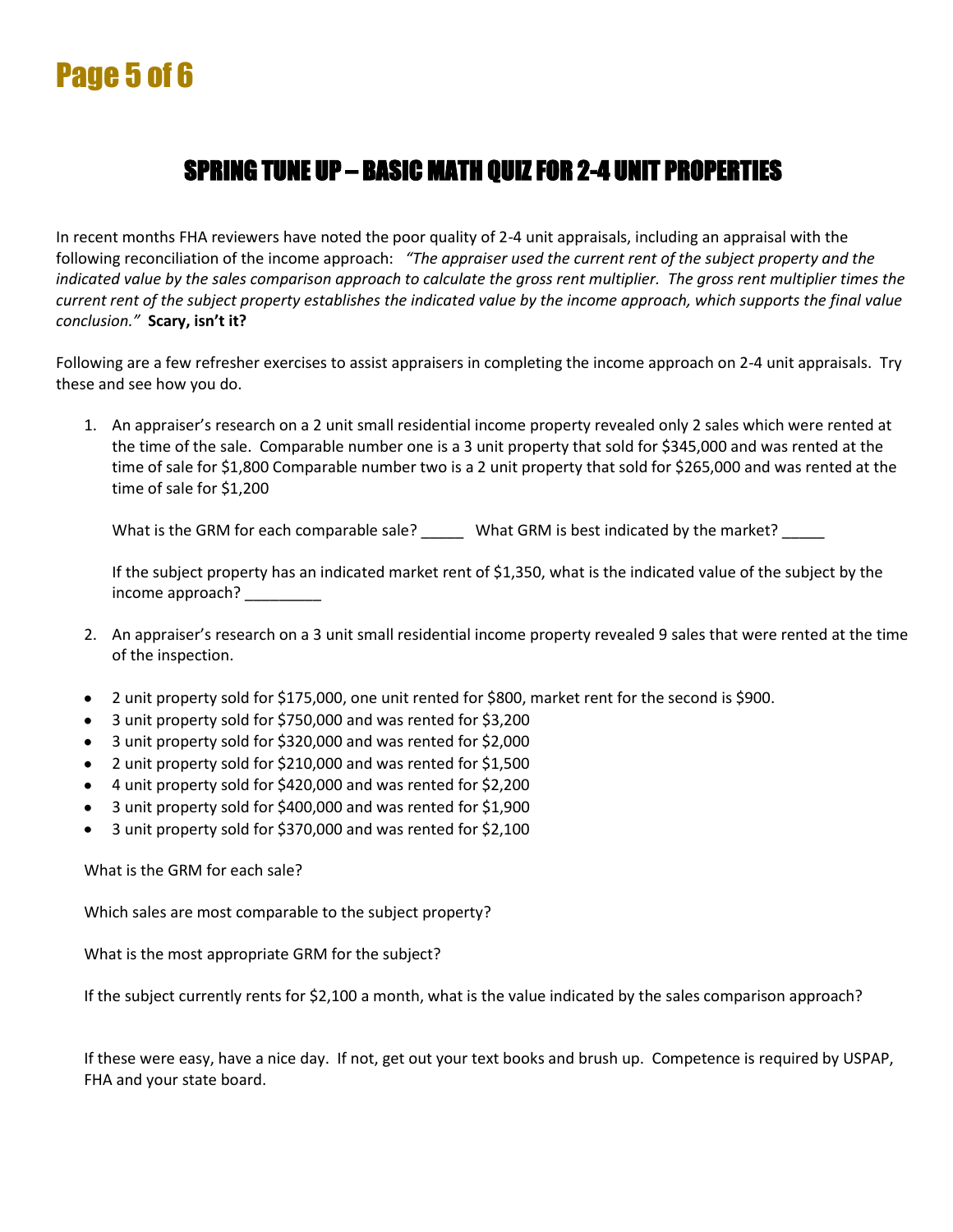## SPRING TUNE UP – BASIC MATH QUIZ FOR 2-4 UNIT PROPERTIES

In recent months FHA reviewers have noted the poor quality of 2-4 unit appraisals, including an appraisal with the following reconciliation of the income approach: *"The appraiser used the current rent of the subject property and the indicated value by the sales comparison approach to calculate the gross rent multiplier. The gross rent multiplier times the current rent of the subject property establishes the indicated value by the income approach, which supports the final value conclusion."* **Scary, isn't it?**

Following are a few refresher exercises to assist appraisers in completing the income approach on 2-4 unit appraisals. Try these and see how you do.

1. An appraiser's research on a 2 unit small residential income property revealed only 2 sales which were rented at the time of the sale. Comparable number one is a 3 unit property that sold for $345,000 and was rented at the time of sale for $1,800 Comparable number two is a 2 unit property that sold for $265,000 and was rented at the time of sale for $1,200

   What is the GRM for each comparable sale? _____ What GRM is best indicated by the market? _____

   If the subject property has an indicated market rent of $1,350, what is the indicated value of the subject by the income approach? _________

2. An appraiser's research on a 3 unit small residential income property revealed 9 sales that were rented at the time of the inspection.

- 2 unit property sold for $175,000, one unit rented for $800, market rent for the second is $900.
- 3 unit property sold for $750,000 and was rented for $3,200
- 3 unit property sold for $320,000 and was rented for $2,000
- 2 unit property sold for $210,000 and was rented for $1,500
- 4 unit property sold for $420,000 and was rented for $2,200
- 3 unit property sold for $400,000 and was rented for $1,900
- 3 unit property sold for $370,000 and was rented for $2,100

What is the GRM for each sale?

Which sales are most comparable to the subject property?

What is the most appropriate GRM for the subject?

If the subject currently rents for $2,100 a month, what is the value indicated by the sales comparison approach?

If these were easy, have a nice day. If not, get out your text books and brush up. Competence is required by USPAP, FHA and your state board.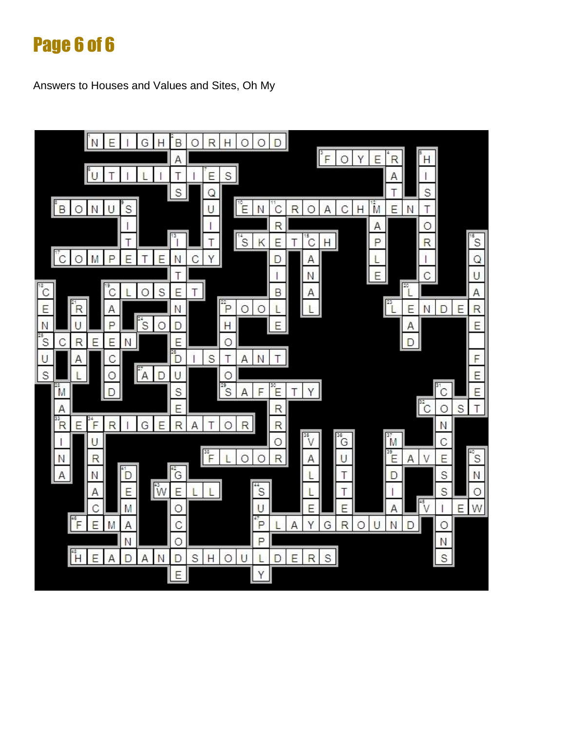Answers to Houses and Values and Sites, Oh My

1 NEIGHBORHOOD
2 BASIS
3 FOYER
4 RATE
5 HISTORIC
6 UTILITIES
7 EQUITY
8 BONUS
9 SIT
10 ENCROACHMENT
11 CREDIBLE
12 MAPLE
13 INTENDED USE
14 SKETCH
15 CANAL
16 SQUARE FEET
17 COMPETENCY
18 CENSUS
19 CLOSET
19 CAPE COD
20 LEAD
21 RURAL
22 POOL
22 PHOTO
23 LENDER
24 SOD
25 SCREEN
26 DISTANT
27 ADU
28 MARINA
29 SAFETY
30 ERROR
31 CONCESSIONS
32 COST
33 REFRIGERATOR
34 FURNACE
35 VALLEY
36 GUTTER
37 MEDIAN
38 FLOOR
39 EAVE
40 SNOW
41 DEMAND
42 GEOCODE
43 WELL
44 SUPPLY
45 VIEW
46 FEMA
47 PLAYGROUND
48 HEAD AND SHOULDERS